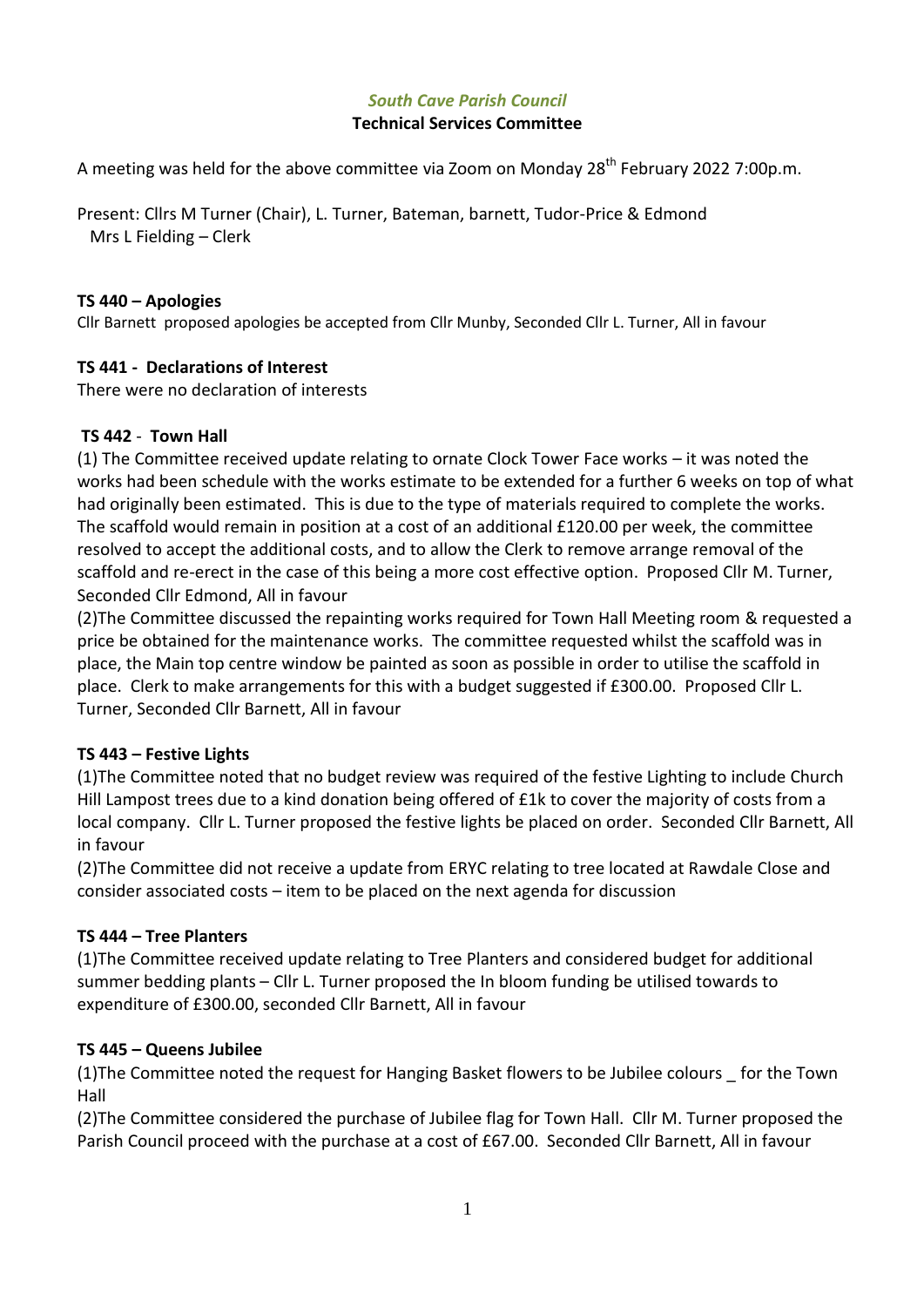*South Cave Parish Council*

**Technical Services Committee**

A meeting was held for the above committee via Zoom on Monday 28th February 2022 7:00p.m.

Present: Cllrs M Turner (Chair), L. Turner, Bateman, barnett, Tudor-Price & Edmond
Mrs L Fielding – Clerk

**TS 440 – Apologies**

Cllr Barnett proposed apologies be accepted from Cllr Munby, Seconded Cllr L. Turner, All in favour

**TS 441 - Declarations of Interest**

There were no declaration of interests

**TS 442 - Town Hall**

(1) The Committee received update relating to ornate Clock Tower Face works – it was noted the works had been schedule with the works estimate to be extended for a further 6 weeks on top of what had originally been estimated. This is due to the type of materials required to complete the works. The scaffold would remain in position at a cost of an additional £120.00 per week, the committee resolved to accept the additional costs, and to allow the Clerk to remove arrange removal of the scaffold and re-erect in the case of this being a more cost effective option. Proposed Cllr M. Turner, Seconded Cllr Edmond, All in favour

(2)The Committee discussed the repainting works required for Town Hall Meeting room & requested a price be obtained for the maintenance works. The committee requested whilst the scaffold was in place, the Main top centre window be painted as soon as possible in order to utilise the scaffold in place. Clerk to make arrangements for this with a budget suggested if £300.00. Proposed Cllr L. Turner, Seconded Cllr Barnett, All in favour

**TS 443 – Festive Lights**

(1)The Committee noted that no budget review was required of the festive Lighting to include Church Hill Lampost trees due to a kind donation being offered of £1k to cover the majority of costs from a local company. Cllr L. Turner proposed the festive lights be placed on order. Seconded Cllr Barnett, All in favour

(2)The Committee did not receive a update from ERYC relating to tree located at Rawdale Close and consider associated costs – item to be placed on the next agenda for discussion

**TS 444 – Tree Planters**

(1)The Committee received update relating to Tree Planters and considered budget for additional summer bedding plants – Cllr L. Turner proposed the In bloom funding be utilised towards to expenditure of £300.00, seconded Cllr Barnett, All in favour

**TS 445 – Queens Jubilee**

(1)The Committee noted the request for Hanging Basket flowers to be Jubilee colours _ for the Town Hall

(2)The Committee considered the purchase of Jubilee flag for Town Hall. Cllr M. Turner proposed the Parish Council proceed with the purchase at a cost of £67.00. Seconded Cllr Barnett, All in favour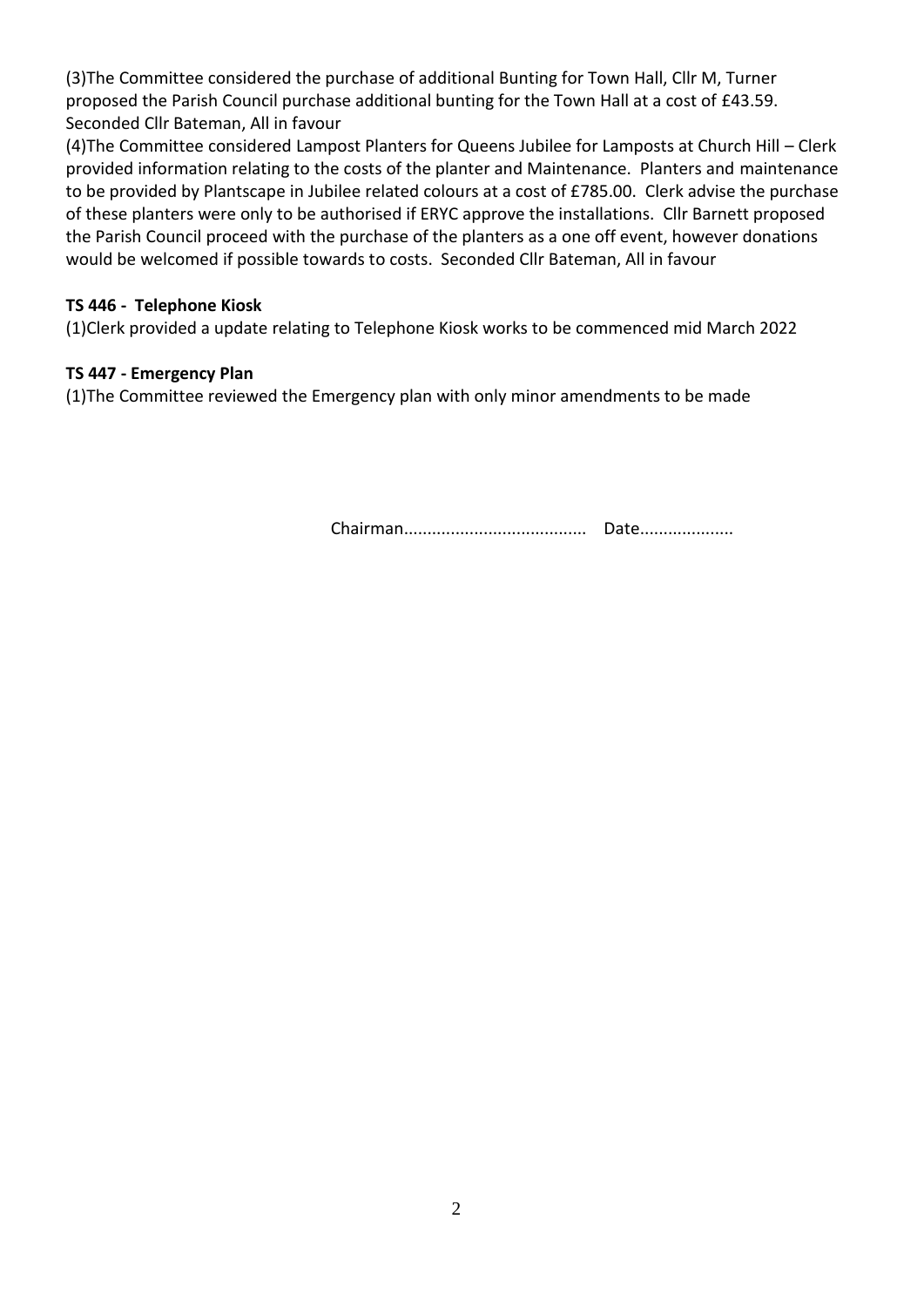(3)The Committee considered the purchase of additional Bunting for Town Hall, Cllr M, Turner proposed the Parish Council purchase additional bunting for the Town Hall at a cost of £43.59. Seconded Cllr Bateman, All in favour

(4)The Committee considered Lampost Planters for Queens Jubilee for Lamposts at Church Hill – Clerk provided information relating to the costs of the planter and Maintenance. Planters and maintenance to be provided by Plantscape in Jubilee related colours at a cost of £785.00. Clerk advise the purchase of these planters were only to be authorised if ERYC approve the installations. Cllr Barnett proposed the Parish Council proceed with the purchase of the planters as a one off event, however donations would be welcomed if possible towards to costs. Seconded Cllr Bateman, All in favour

**TS 446 - Telephone Kiosk**

(1)Clerk provided a update relating to Telephone Kiosk works to be commenced mid March 2022

**TS 447 - Emergency Plan**

(1)The Committee reviewed the Emergency plan with only minor amendments to be made

Chairman....................................... Date....................